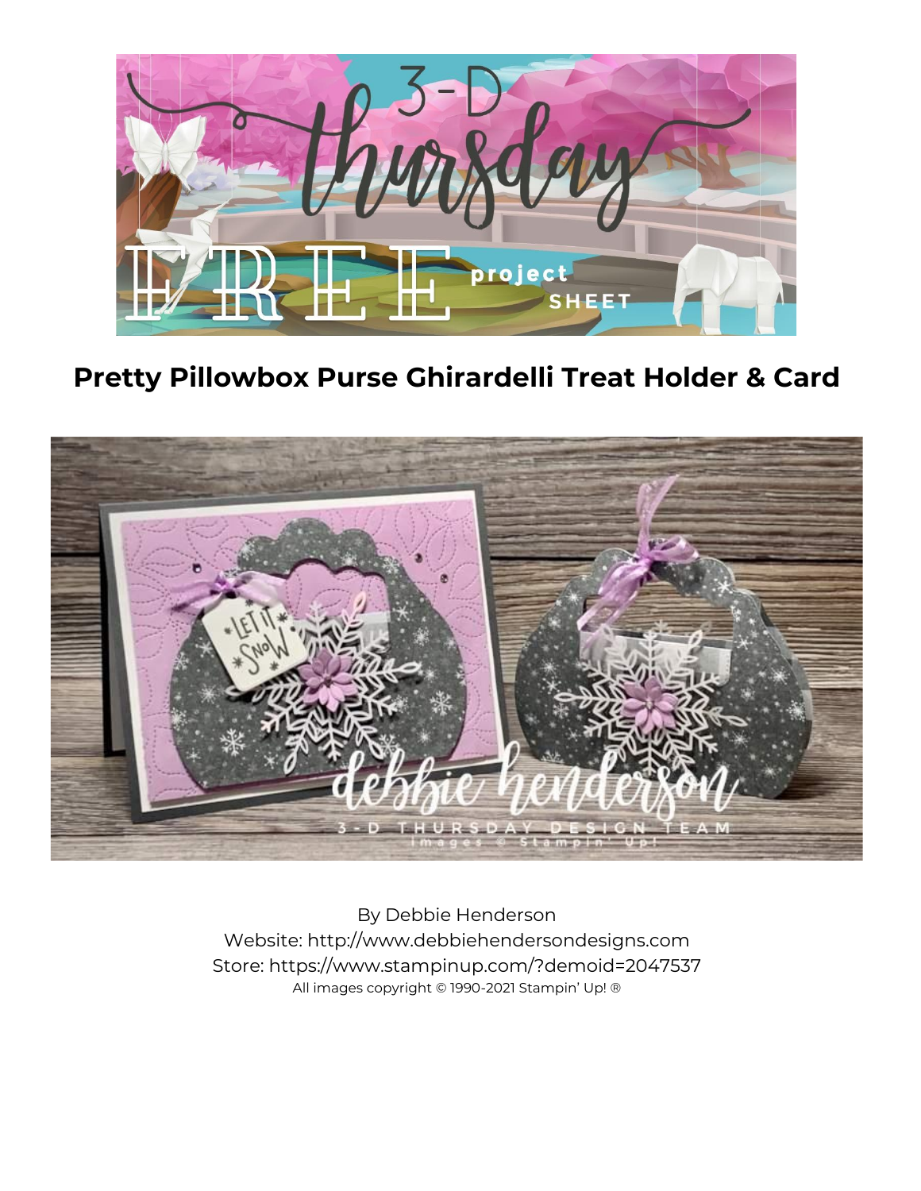# Pretty Pillowbox Purse Ghirardelli Treat Holder & Card

By Debbie Henderson
Website: http://www.debbiehendersondesigns.com
Store: https://www.stampinup.com/?demoid=2047537
All images copyright © 1990-2021 Stampin' Up! ®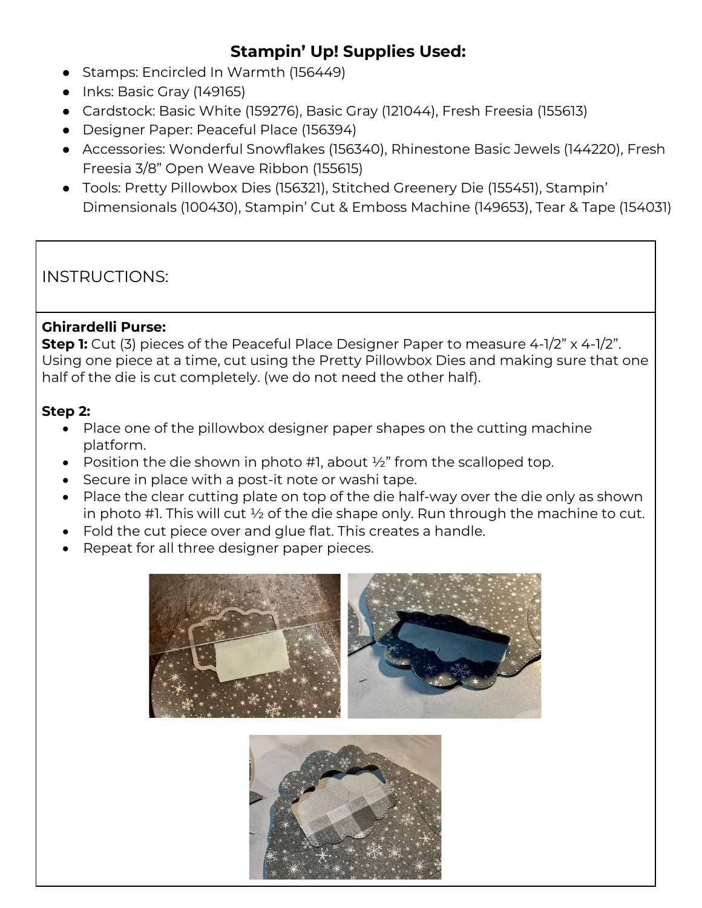## Stampin' Up! Supplies Used:

- Stamps: Encircled In Warmth (156449)
- Inks: Basic Gray (149165)
- Cardstock: Basic White (159276), Basic Gray (121044), Fresh Freesia (155613)
- Designer Paper: Peaceful Place (156394)
- Accessories: Wonderful Snowflakes (156340), Rhinestone Basic Jewels (144220), Fresh Freesia 3/8" Open Weave Ribbon (155615)
- Tools: Pretty Pillowbox Dies (156321), Stitched Greenery Die (155451), Stampin' Dimensionals (100430), Stampin' Cut & Emboss Machine (149653), Tear & Tape (154031)

INSTRUCTIONS:

**Ghirardelli Purse:**

**Step 1:** Cut (3) pieces of the Peaceful Place Designer Paper to measure 4-1/2" x 4-1/2". Using one piece at a time, cut using the Pretty Pillowbox Dies and making sure that one half of the die is cut completely. (we do not need the other half).

**Step 2:**

- Place one of the pillowbox designer paper shapes on the cutting machine platform.
- Position the die shown in photo #1, about ½" from the scalloped top.
- Secure in place with a post-it note or washi tape.
- Place the clear cutting plate on top of the die half-way over the die only as shown in photo #1. This will cut ½ of the die shape only. Run through the machine to cut.
- Fold the cut piece over and glue flat. This creates a handle.
- Repeat for all three designer paper pieces.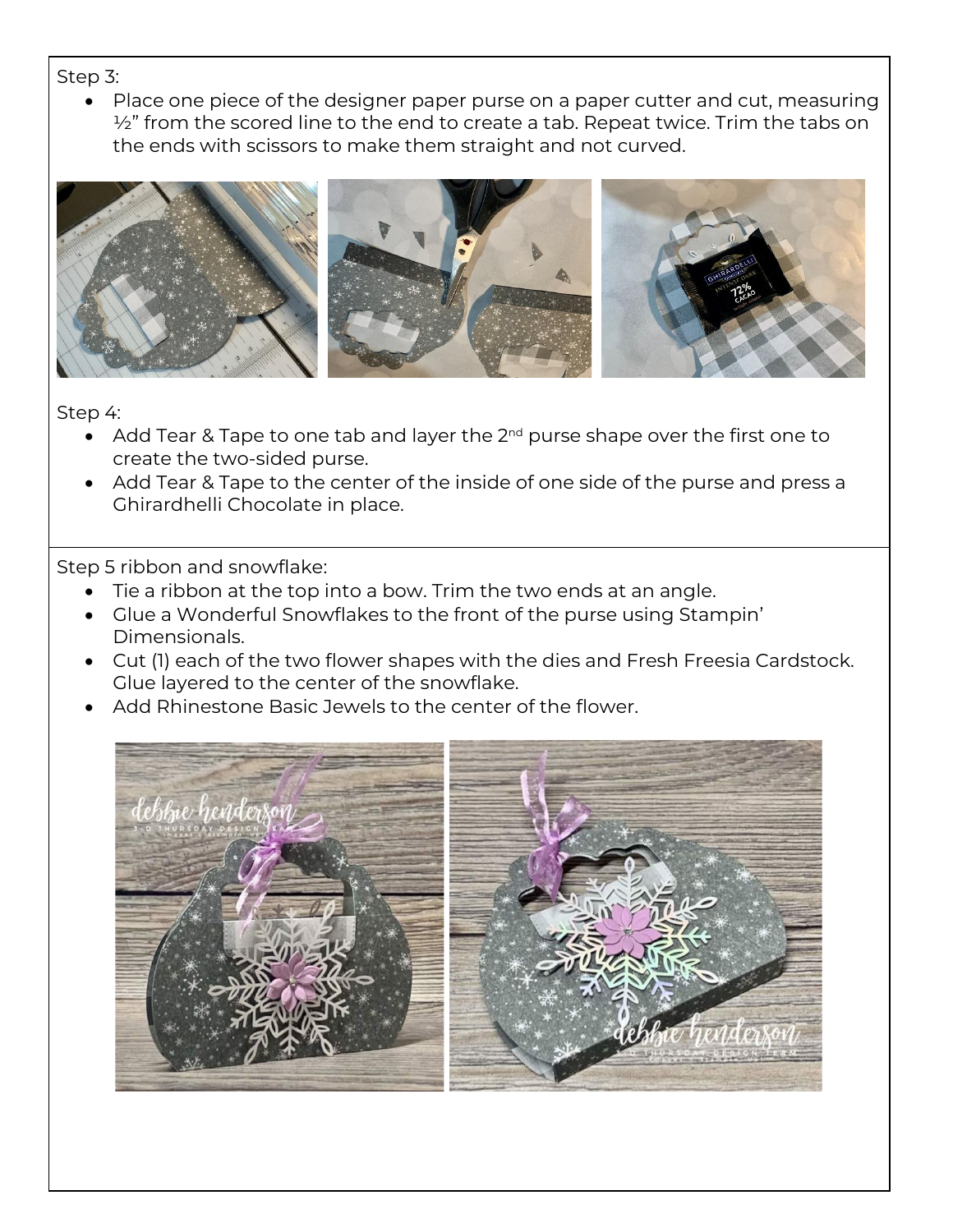Step 3:

- Place one piece of the designer paper purse on a paper cutter and cut, measuring ½" from the scored line to the end to create a tab. Repeat twice. Trim the tabs on the ends with scissors to make them straight and not curved.

Step 4:

- Add Tear & Tape to one tab and layer the 2nd purse shape over the first one to create the two-sided purse.
- Add Tear & Tape to the center of the inside of one side of the purse and press a Ghirardhelli Chocolate in place.

Step 5 ribbon and snowflake:

- Tie a ribbon at the top into a bow. Trim the two ends at an angle.
- Glue a Wonderful Snowflakes to the front of the purse using Stampin' Dimensionals.
- Cut (1) each of the two flower shapes with the dies and Fresh Freesia Cardstock. Glue layered to the center of the snowflake.
- Add Rhinestone Basic Jewels to the center of the flower.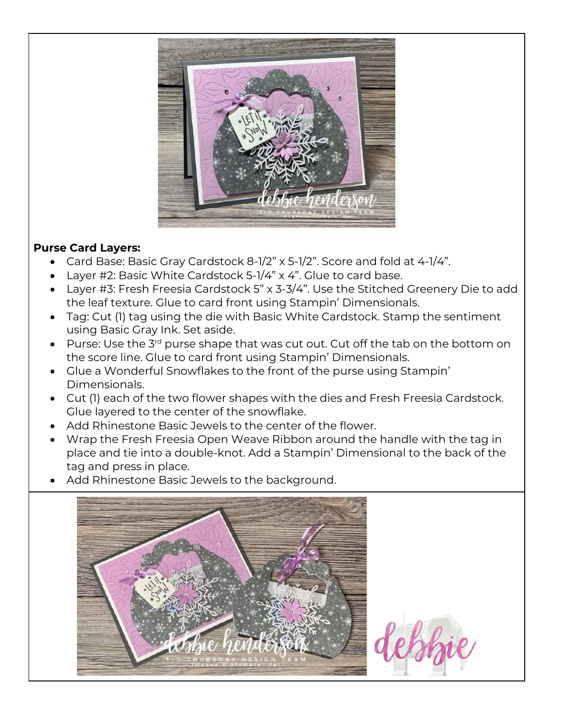**Purse Card Layers:**

- Card Base: Basic Gray Cardstock 8-1/2" x 5-1/2". Score and fold at 4-1/4".
- Layer #2: Basic White Cardstock 5-1/4" x 4". Glue to card base.
- Layer #3: Fresh Freesia Cardstock 5" x 3-3/4". Use the Stitched Greenery Die to add the leaf texture. Glue to card front using Stampin' Dimensionals.
- Tag: Cut (1) tag using the die with Basic White Cardstock. Stamp the sentiment using Basic Gray Ink. Set aside.
- Purse: Use the 3rd purse shape that was cut out. Cut off the tab on the bottom on the score line. Glue to card front using Stampin' Dimensionals.
- Glue a Wonderful Snowflakes to the front of the purse using Stampin' Dimensionals.
- Cut (1) each of the two flower shapes with the dies and Fresh Freesia Cardstock. Glue layered to the center of the snowflake.
- Add Rhinestone Basic Jewels to the center of the flower.
- Wrap the Fresh Freesia Open Weave Ribbon around the handle with the tag in place and tie into a double-knot. Add a Stampin' Dimensional to the back of the tag and press in place.
- Add Rhinestone Basic Jewels to the background.